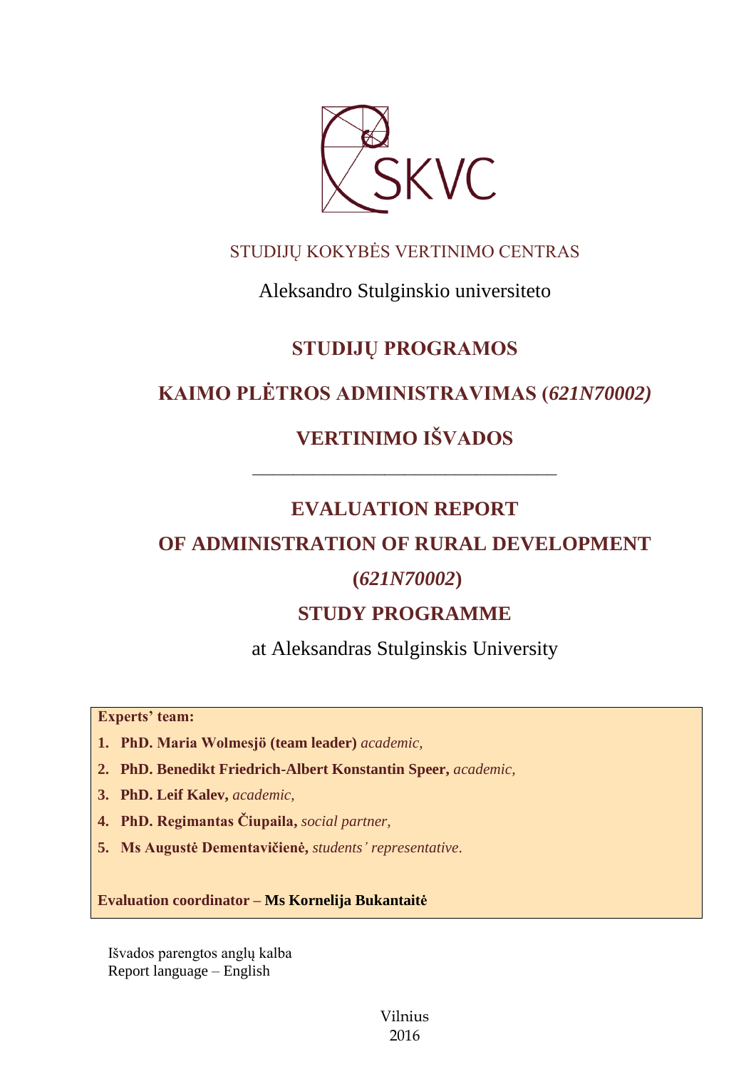SKVC

STUDIJŲ KOKYBĖS VERTINIMO CENTRAS

Aleksandro Stulginskio universiteto

# STUDIJŲ PROGRAMOS

# KAIMO PLĖTROS ADMINISTRAVIMAS (*621N70002)*

# VERTINIMO IŠVADOS

---

# EVALUATION REPORT

# OF ADMINISTRATION OF RURAL DEVELOPMENT

# (*621N70002*)

# STUDY PROGRAMME

at Aleksandras Stulginskis University

**Experts' team:**

1. **PhD. Maria Wolmesjö (team leader)** *academic,*
2. **PhD. Benedikt Friedrich-Albert Konstantin Speer,** *academic,*
3. **PhD. Leif Kalev,** *academic,*
4. **PhD. Regimantas Čiupaila,** *social partner,*
5. **Ms Augustė Dementavičienė,** *students' representative*.

**Evaluation coordinator – Ms Kornelija Bukantaitė**

Išvados parengtos anglų kalba
Report language – English

Vilnius
2016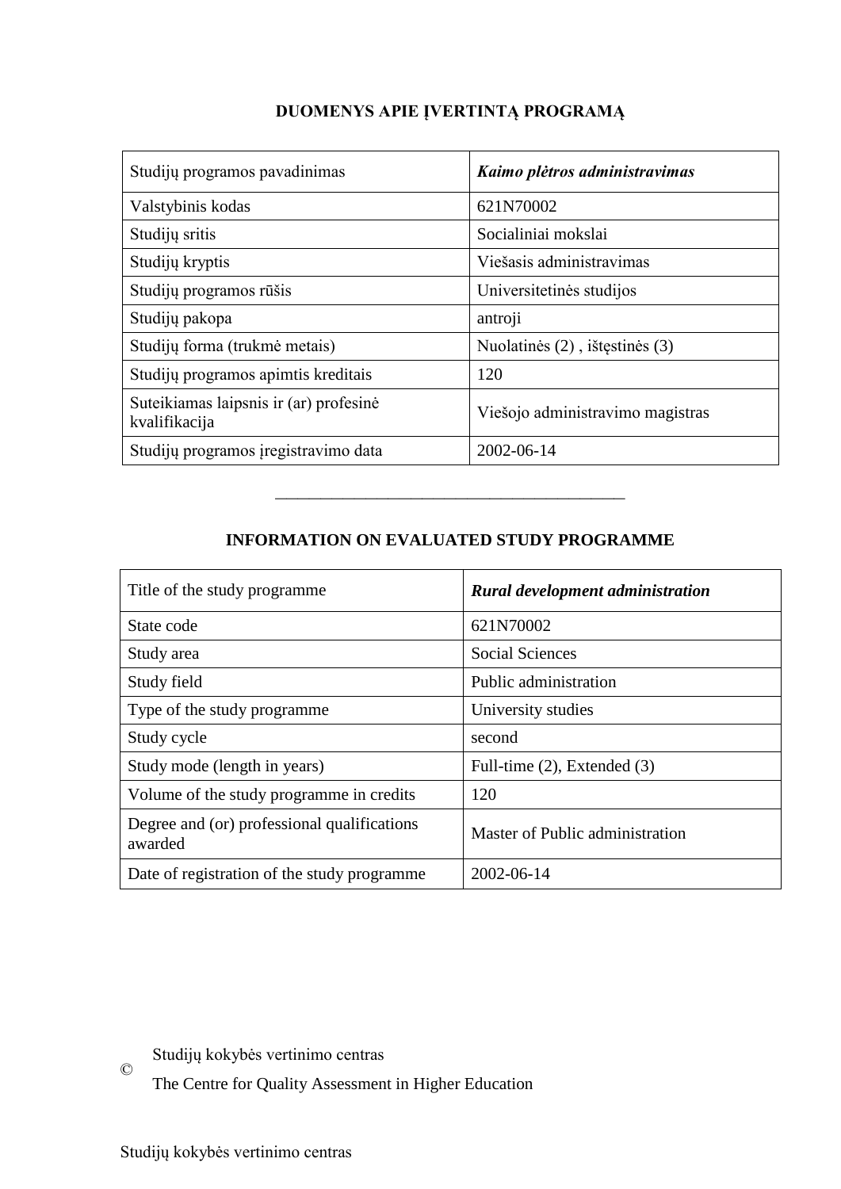## DUOMENYS APIE ĮVERTINTĄ PROGRAMĄ

| Studijų programos pavadinimas | ***Kaimo plėtros administravimas*** |
|---|---|
| Valstybinis kodas | 621N70002 |
| Studijų sritis | Socialiniai mokslai |
| Studijų kryptis | Viešasis administravimas |
| Studijų programos rūšis | Universitetinės studijos |
| Studijų pakopa | antroji |
| Studijų forma (trukmė metais) | Nuolatinės (2) , ištęstinės (3) |
| Studijų programos apimtis kreditais | 120 |
| Suteikiamas laipsnis ir (ar) profesinė kvalifikacija | Viešojo administravimo magistras |
| Studijų programos įregistravimo data | 2002-06-14 |

---

## INFORMATION ON EVALUATED STUDY PROGRAMME

| Title of the study programme | ***Rural development administration*** |
|---|---|
| State code | 621N70002 |
| Study area | Social Sciences |
| Study field | Public administration |
| Type of the study programme | University studies |
| Study cycle | second |
| Study mode (length in years) | Full-time (2), Extended (3) |
| Volume of the study programme in credits | 120 |
| Degree and (or) professional qualifications awarded | Master of Public administration |
| Date of registration of the study programme | 2002-06-14 |

© Studijų kokybės vertinimo centras
The Centre for Quality Assessment in Higher Education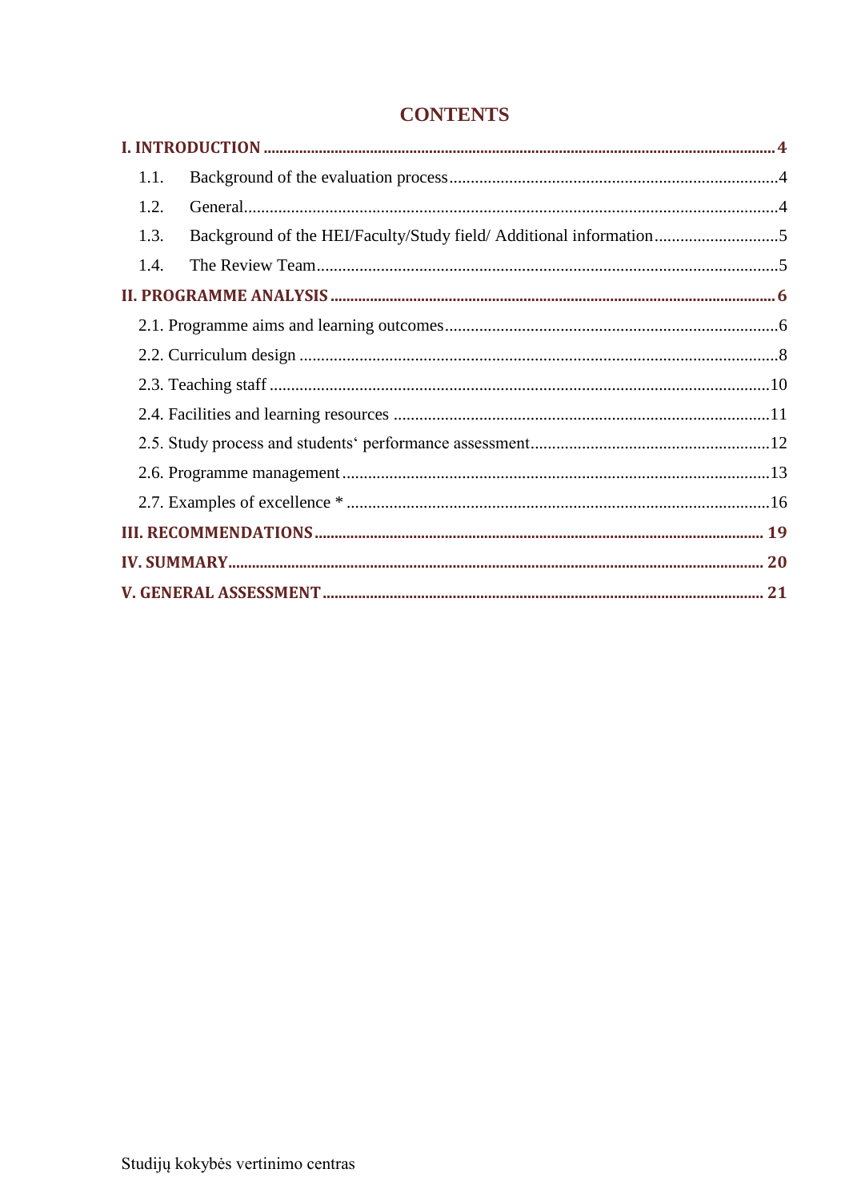# CONTENTS

**I. INTRODUCTION** .......... **4**

1.1. Background of the evaluation process .......... 4

1.2. General .......... 4

1.3. Background of the HEI/Faculty/Study field/ Additional information .......... 5

1.4. The Review Team .......... 5

**II. PROGRAMME ANALYSIS** .......... **6**

2.1. Programme aims and learning outcomes .......... 6

2.2. Curriculum design .......... 8

2.3. Teaching staff .......... 10

2.4. Facilities and learning resources .......... 11

2.5. Study process and students‘ performance assessment .......... 12

2.6. Programme management .......... 13

2.7. Examples of excellence * .......... 16

**III. RECOMMENDATIONS** .......... **19**

**IV. SUMMARY** .......... **20**

**V. GENERAL ASSESSMENT** .......... **21**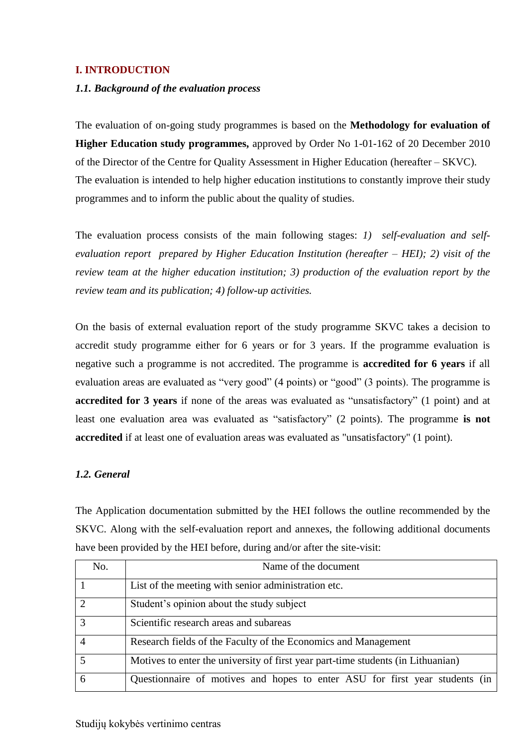## I. INTRODUCTION

### *1.1. Background of the evaluation process*

The evaluation of on-going study programmes is based on the **Methodology for evaluation of Higher Education study programmes,** approved by Order No 1-01-162 of 20 December 2010 of the Director of the Centre for Quality Assessment in Higher Education (hereafter – SKVC).

The evaluation is intended to help higher education institutions to constantly improve their study programmes and to inform the public about the quality of studies.

The evaluation process consists of the main following stages: *1) self-evaluation and self-evaluation report prepared by Higher Education Institution (hereafter – HEI); 2) visit of the review team at the higher education institution; 3) production of the evaluation report by the review team and its publication; 4) follow-up activities.*

On the basis of external evaluation report of the study programme SKVC takes a decision to accredit study programme either for 6 years or for 3 years. If the programme evaluation is negative such a programme is not accredited. The programme is **accredited for 6 years** if all evaluation areas are evaluated as "very good" (4 points) or "good" (3 points). The programme is **accredited for 3 years** if none of the areas was evaluated as "unsatisfactory" (1 point) and at least one evaluation area was evaluated as "satisfactory" (2 points). The programme **is not accredited** if at least one of evaluation areas was evaluated as "unsatisfactory" (1 point).

### *1.2. General*

The Application documentation submitted by the HEI follows the outline recommended by the SKVC. Along with the self-evaluation report and annexes, the following additional documents have been provided by the HEI before, during and/or after the site-visit:

| No. | Name of the document |
|---|---|
| 1 | List of the meeting with senior administration etc. |
| 2 | Student's opinion about the study subject |
| 3 | Scientific research areas and subareas |
| 4 | Research fields of the Faculty of the Economics and Management |
| 5 | Motives to enter the university of first year part-time students (in Lithuanian) |
| 6 | Questionnaire of motives and hopes to enter ASU for first year students (in |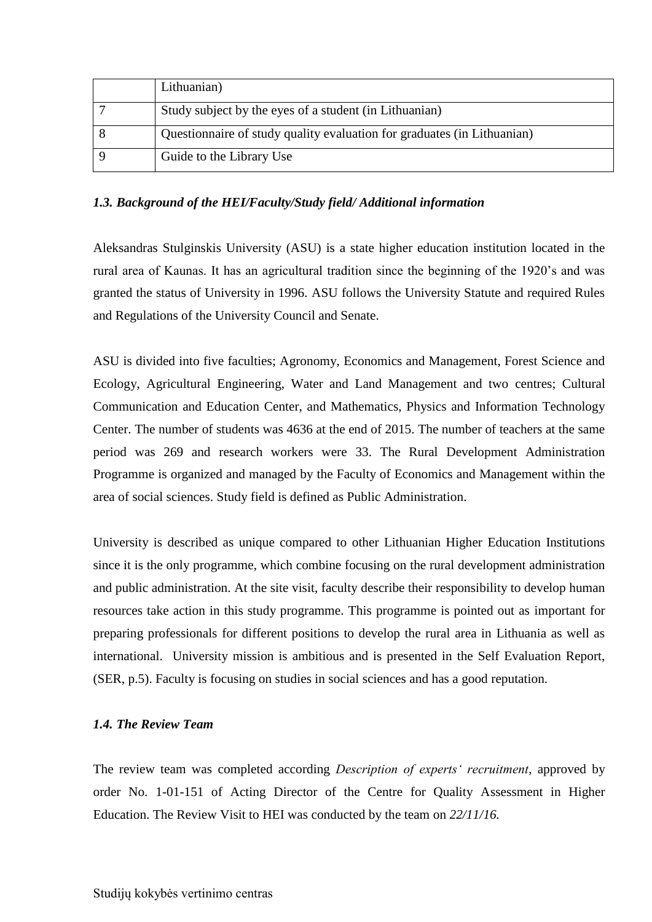|  | Lithuanian) |
| --- | --- |
| 7 | Study subject by the eyes of a student (in Lithuanian) |
| 8 | Questionnaire of study quality evaluation for graduates (in Lithuanian) |
| 9 | Guide to the Library Use |

### *1.3. Background of the HEI/Faculty/Study field/ Additional information*

Aleksandras Stulginskis University (ASU) is a state higher education institution located in the rural area of Kaunas. It has an agricultural tradition since the beginning of the 1920's and was granted the status of University in 1996. ASU follows the University Statute and required Rules and Regulations of the University Council and Senate.

ASU is divided into five faculties; Agronomy, Economics and Management, Forest Science and Ecology, Agricultural Engineering, Water and Land Management and two centres; Cultural Communication and Education Center, and Mathematics, Physics and Information Technology Center. The number of students was 4636 at the end of 2015. The number of teachers at the same period was 269 and research workers were 33. The Rural Development Administration Programme is organized and managed by the Faculty of Economics and Management within the area of social sciences. Study field is defined as Public Administration.

University is described as unique compared to other Lithuanian Higher Education Institutions since it is the only programme, which combine focusing on the rural development administration and public administration. At the site visit, faculty describe their responsibility to develop human resources take action in this study programme. This programme is pointed out as important for preparing professionals for different positions to develop the rural area in Lithuania as well as international. University mission is ambitious and is presented in the Self Evaluation Report, (SER, p.5). Faculty is focusing on studies in social sciences and has a good reputation.

### *1.4. The Review Team*

The review team was completed according *Description of experts' recruitment*, approved by order No. 1-01-151 of Acting Director of the Centre for Quality Assessment in Higher Education. The Review Visit to HEI was conducted by the team on *22/11/16.*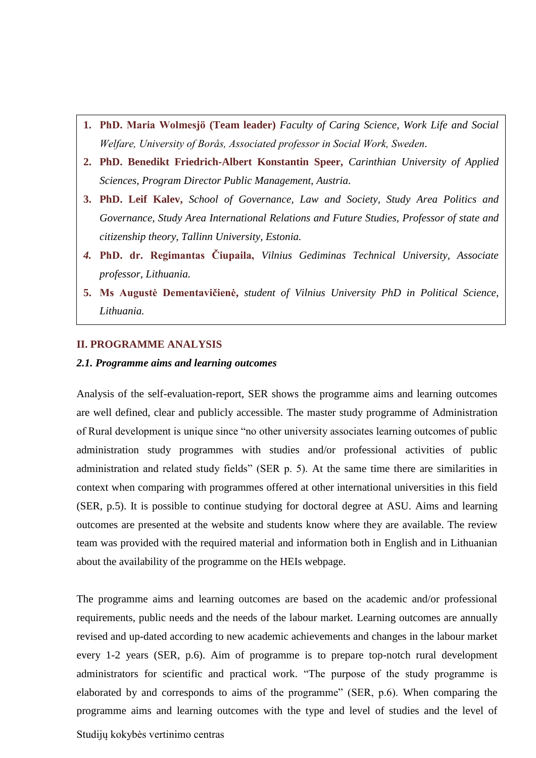1. **PhD. Maria Wolmesjö (Team leader)** *Faculty of Caring Science, Work Life and Social Welfare, University of Borås, Associated professor in Social Work, Sweden.*
2. **PhD. Benedikt Friedrich-Albert Konstantin Speer,** *Carinthian University of Applied Sciences, Program Director Public Management, Austria.*
3. **PhD. Leif Kalev,** *School of Governance, Law and Society, Study Area Politics and Governance, Study Area International Relations and Future Studies, Professor of state and citizenship theory, Tallinn University, Estonia.*
4. **PhD. dr. Regimantas Čiupaila,** *Vilnius Gediminas Technical University, Associate professor, Lithuania.*
5. **Ms Augustė Dementavičienė,** *student of Vilnius University PhD in Political Science, Lithuania.*

## II. PROGRAMME ANALYSIS

### *2.1. Programme aims and learning outcomes*

Analysis of the self-evaluation-report, SER shows the programme aims and learning outcomes are well defined, clear and publicly accessible. The master study programme of Administration of Rural development is unique since "no other university associates learning outcomes of public administration study programmes with studies and/or professional activities of public administration and related study fields" (SER p. 5). At the same time there are similarities in context when comparing with programmes offered at other international universities in this field (SER, p.5). It is possible to continue studying for doctoral degree at ASU. Aims and learning outcomes are presented at the website and students know where they are available. The review team was provided with the required material and information both in English and in Lithuanian about the availability of the programme on the HEIs webpage.

The programme aims and learning outcomes are based on the academic and/or professional requirements, public needs and the needs of the labour market. Learning outcomes are annually revised and up-dated according to new academic achievements and changes in the labour market every 1-2 years (SER, p.6). Aim of programme is to prepare top-notch rural development administrators for scientific and practical work. "The purpose of the study programme is elaborated by and corresponds to aims of the programme" (SER, p.6). When comparing the programme aims and learning outcomes with the type and level of studies and the level of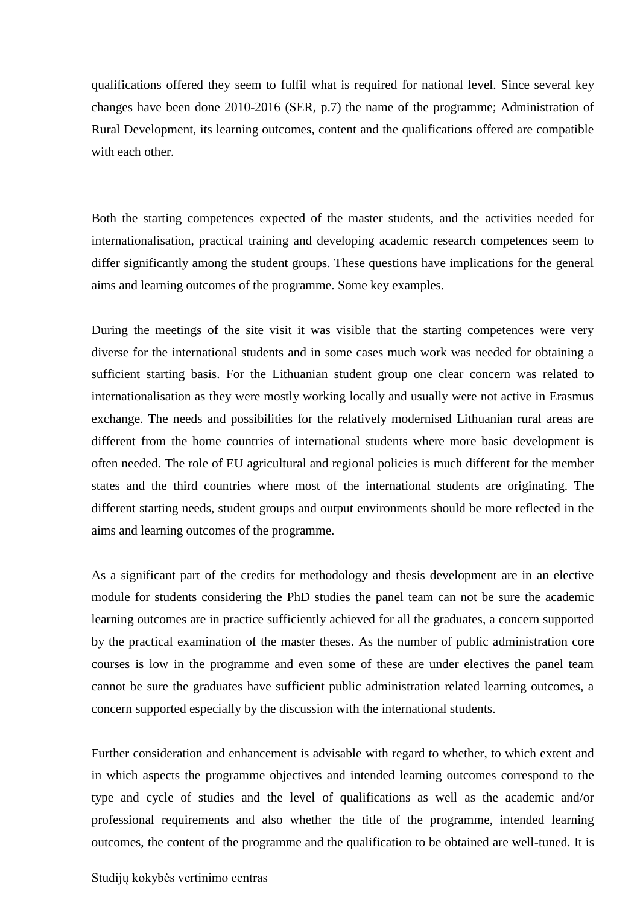qualifications offered they seem to fulfil what is required for national level. Since several key changes have been done 2010-2016 (SER, p.7) the name of the programme; Administration of Rural Development, its learning outcomes, content and the qualifications offered are compatible with each other.

Both the starting competences expected of the master students, and the activities needed for internationalisation, practical training and developing academic research competences seem to differ significantly among the student groups. These questions have implications for the general aims and learning outcomes of the programme. Some key examples.

During the meetings of the site visit it was visible that the starting competences were very diverse for the international students and in some cases much work was needed for obtaining a sufficient starting basis. For the Lithuanian student group one clear concern was related to internationalisation as they were mostly working locally and usually were not active in Erasmus exchange. The needs and possibilities for the relatively modernised Lithuanian rural areas are different from the home countries of international students where more basic development is often needed. The role of EU agricultural and regional policies is much different for the member states and the third countries where most of the international students are originating. The different starting needs, student groups and output environments should be more reflected in the aims and learning outcomes of the programme.

As a significant part of the credits for methodology and thesis development are in an elective module for students considering the PhD studies the panel team can not be sure the academic learning outcomes are in practice sufficiently achieved for all the graduates, a concern supported by the practical examination of the master theses. As the number of public administration core courses is low in the programme and even some of these are under electives the panel team cannot be sure the graduates have sufficient public administration related learning outcomes, a concern supported especially by the discussion with the international students.

Further consideration and enhancement is advisable with regard to whether, to which extent and in which aspects the programme objectives and intended learning outcomes correspond to the type and cycle of studies and the level of qualifications as well as the academic and/or professional requirements and also whether the title of the programme, intended learning outcomes, the content of the programme and the qualification to be obtained are well-tuned. It is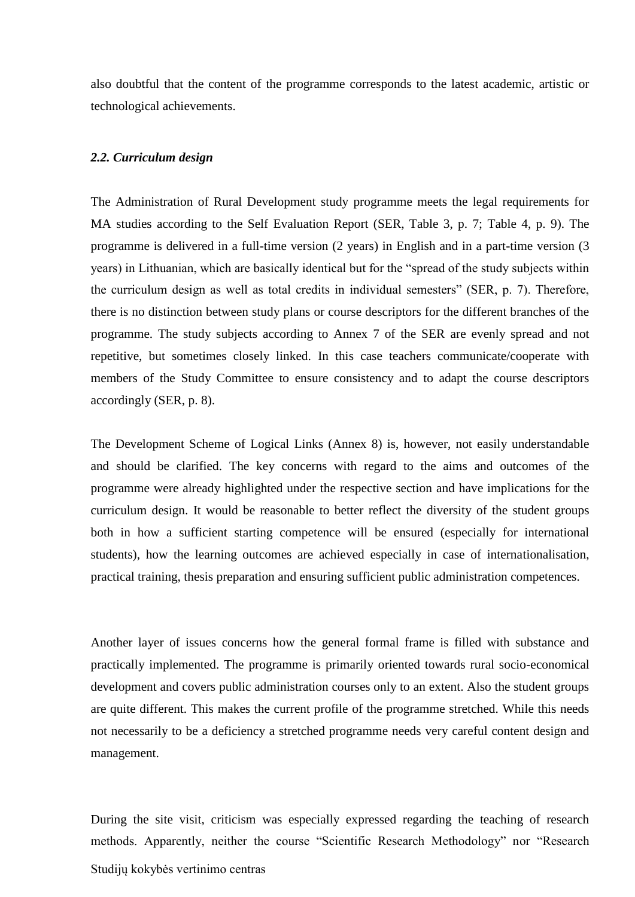also doubtful that the content of the programme corresponds to the latest academic, artistic or technological achievements.

### *2.2. Curriculum design*

The Administration of Rural Development study programme meets the legal requirements for MA studies according to the Self Evaluation Report (SER, Table 3, p. 7; Table 4, p. 9). The programme is delivered in a full-time version (2 years) in English and in a part-time version (3 years) in Lithuanian, which are basically identical but for the "spread of the study subjects within the curriculum design as well as total credits in individual semesters" (SER, p. 7). Therefore, there is no distinction between study plans or course descriptors for the different branches of the programme. The study subjects according to Annex 7 of the SER are evenly spread and not repetitive, but sometimes closely linked. In this case teachers communicate/cooperate with members of the Study Committee to ensure consistency and to adapt the course descriptors accordingly (SER, p. 8).

The Development Scheme of Logical Links (Annex 8) is, however, not easily understandable and should be clarified. The key concerns with regard to the aims and outcomes of the programme were already highlighted under the respective section and have implications for the curriculum design. It would be reasonable to better reflect the diversity of the student groups both in how a sufficient starting competence will be ensured (especially for international students), how the learning outcomes are achieved especially in case of internationalisation, practical training, thesis preparation and ensuring sufficient public administration competences.

Another layer of issues concerns how the general formal frame is filled with substance and practically implemented. The programme is primarily oriented towards rural socio-economical development and covers public administration courses only to an extent. Also the student groups are quite different. This makes the current profile of the programme stretched. While this needs not necessarily to be a deficiency a stretched programme needs very careful content design and management.

During the site visit, criticism was especially expressed regarding the teaching of research methods. Apparently, neither the course "Scientific Research Methodology" nor "Research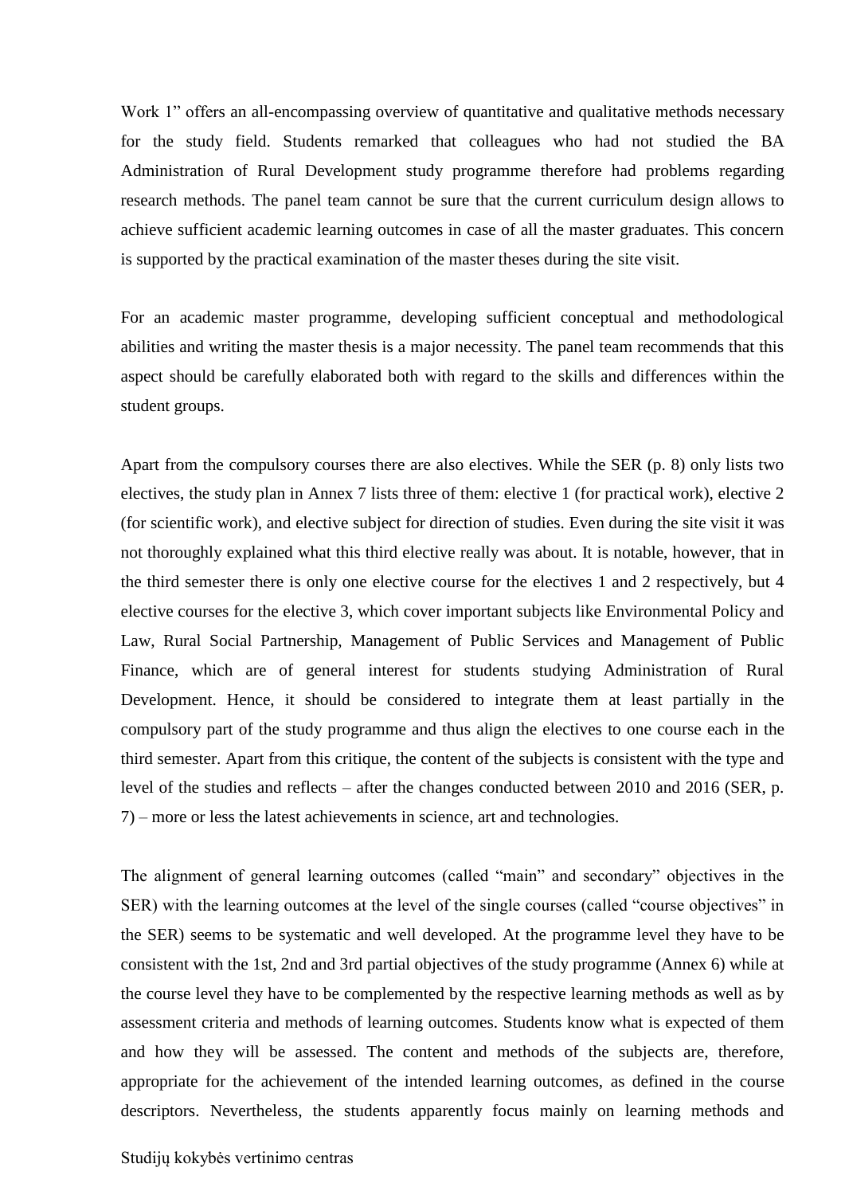Work 1" offers an all-encompassing overview of quantitative and qualitative methods necessary for the study field. Students remarked that colleagues who had not studied the BA Administration of Rural Development study programme therefore had problems regarding research methods. The panel team cannot be sure that the current curriculum design allows to achieve sufficient academic learning outcomes in case of all the master graduates. This concern is supported by the practical examination of the master theses during the site visit.

For an academic master programme, developing sufficient conceptual and methodological abilities and writing the master thesis is a major necessity. The panel team recommends that this aspect should be carefully elaborated both with regard to the skills and differences within the student groups.

Apart from the compulsory courses there are also electives. While the SER (p. 8) only lists two electives, the study plan in Annex 7 lists three of them: elective 1 (for practical work), elective 2 (for scientific work), and elective subject for direction of studies. Even during the site visit it was not thoroughly explained what this third elective really was about. It is notable, however, that in the third semester there is only one elective course for the electives 1 and 2 respectively, but 4 elective courses for the elective 3, which cover important subjects like Environmental Policy and Law, Rural Social Partnership, Management of Public Services and Management of Public Finance, which are of general interest for students studying Administration of Rural Development. Hence, it should be considered to integrate them at least partially in the compulsory part of the study programme and thus align the electives to one course each in the third semester. Apart from this critique, the content of the subjects is consistent with the type and level of the studies and reflects – after the changes conducted between 2010 and 2016 (SER, p. 7) – more or less the latest achievements in science, art and technologies.

The alignment of general learning outcomes (called "main" and secondary" objectives in the SER) with the learning outcomes at the level of the single courses (called "course objectives" in the SER) seems to be systematic and well developed. At the programme level they have to be consistent with the 1st, 2nd and 3rd partial objectives of the study programme (Annex 6) while at the course level they have to be complemented by the respective learning methods as well as by assessment criteria and methods of learning outcomes. Students know what is expected of them and how they will be assessed. The content and methods of the subjects are, therefore, appropriate for the achievement of the intended learning outcomes, as defined in the course descriptors. Nevertheless, the students apparently focus mainly on learning methods and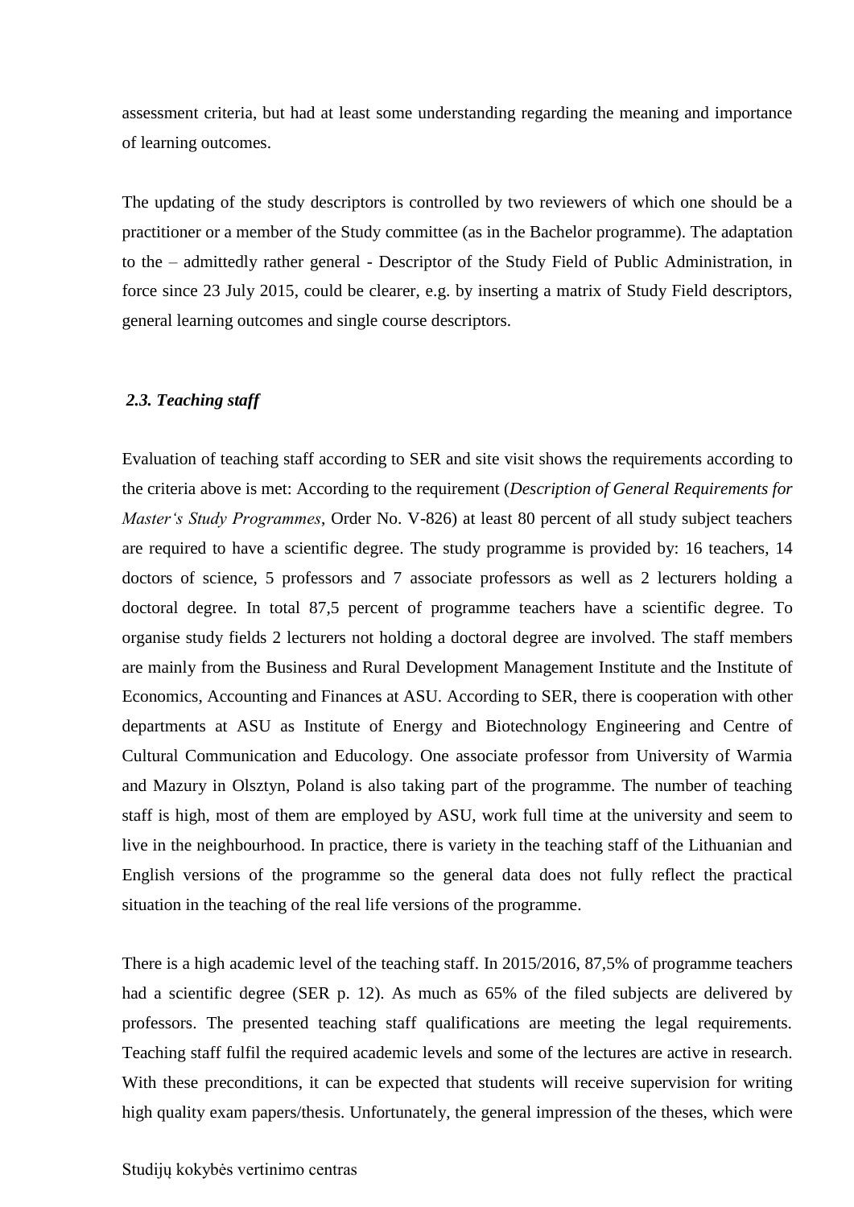assessment criteria, but had at least some understanding regarding the meaning and importance of learning outcomes.

The updating of the study descriptors is controlled by two reviewers of which one should be a practitioner or a member of the Study committee (as in the Bachelor programme). The adaptation to the – admittedly rather general - Descriptor of the Study Field of Public Administration, in force since 23 July 2015, could be clearer, e.g. by inserting a matrix of Study Field descriptors, general learning outcomes and single course descriptors.

### *2.3. Teaching staff*

Evaluation of teaching staff according to SER and site visit shows the requirements according to the criteria above is met: According to the requirement (*Description of General Requirements for Master's Study Programmes*, Order No. V-826) at least 80 percent of all study subject teachers are required to have a scientific degree. The study programme is provided by: 16 teachers, 14 doctors of science, 5 professors and 7 associate professors as well as 2 lecturers holding a doctoral degree. In total 87,5 percent of programme teachers have a scientific degree. To organise study fields 2 lecturers not holding a doctoral degree are involved. The staff members are mainly from the Business and Rural Development Management Institute and the Institute of Economics, Accounting and Finances at ASU. According to SER, there is cooperation with other departments at ASU as Institute of Energy and Biotechnology Engineering and Centre of Cultural Communication and Educology. One associate professor from University of Warmia and Mazury in Olsztyn, Poland is also taking part of the programme. The number of teaching staff is high, most of them are employed by ASU, work full time at the university and seem to live in the neighbourhood. In practice, there is variety in the teaching staff of the Lithuanian and English versions of the programme so the general data does not fully reflect the practical situation in the teaching of the real life versions of the programme.

There is a high academic level of the teaching staff. In 2015/2016, 87,5% of programme teachers had a scientific degree (SER p. 12). As much as 65% of the filed subjects are delivered by professors. The presented teaching staff qualifications are meeting the legal requirements. Teaching staff fulfil the required academic levels and some of the lectures are active in research. With these preconditions, it can be expected that students will receive supervision for writing high quality exam papers/thesis. Unfortunately, the general impression of the theses, which were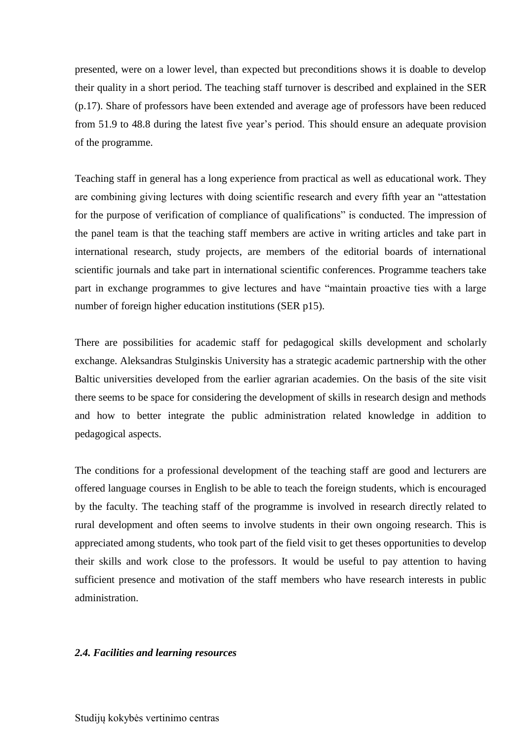presented, were on a lower level, than expected but preconditions shows it is doable to develop their quality in a short period. The teaching staff turnover is described and explained in the SER (p.17). Share of professors have been extended and average age of professors have been reduced from 51.9 to 48.8 during the latest five year's period. This should ensure an adequate provision of the programme.

Teaching staff in general has a long experience from practical as well as educational work. They are combining giving lectures with doing scientific research and every fifth year an "attestation for the purpose of verification of compliance of qualifications" is conducted. The impression of the panel team is that the teaching staff members are active in writing articles and take part in international research, study projects, are members of the editorial boards of international scientific journals and take part in international scientific conferences. Programme teachers take part in exchange programmes to give lectures and have "maintain proactive ties with a large number of foreign higher education institutions (SER p15).

There are possibilities for academic staff for pedagogical skills development and scholarly exchange. Aleksandras Stulginskis University has a strategic academic partnership with the other Baltic universities developed from the earlier agrarian academies. On the basis of the site visit there seems to be space for considering the development of skills in research design and methods and how to better integrate the public administration related knowledge in addition to pedagogical aspects.

The conditions for a professional development of the teaching staff are good and lecturers are offered language courses in English to be able to teach the foreign students, which is encouraged by the faculty. The teaching staff of the programme is involved in research directly related to rural development and often seems to involve students in their own ongoing research. This is appreciated among students, who took part of the field visit to get theses opportunities to develop their skills and work close to the professors. It would be useful to pay attention to having sufficient presence and motivation of the staff members who have research interests in public administration.

### *2.4. Facilities and learning resources*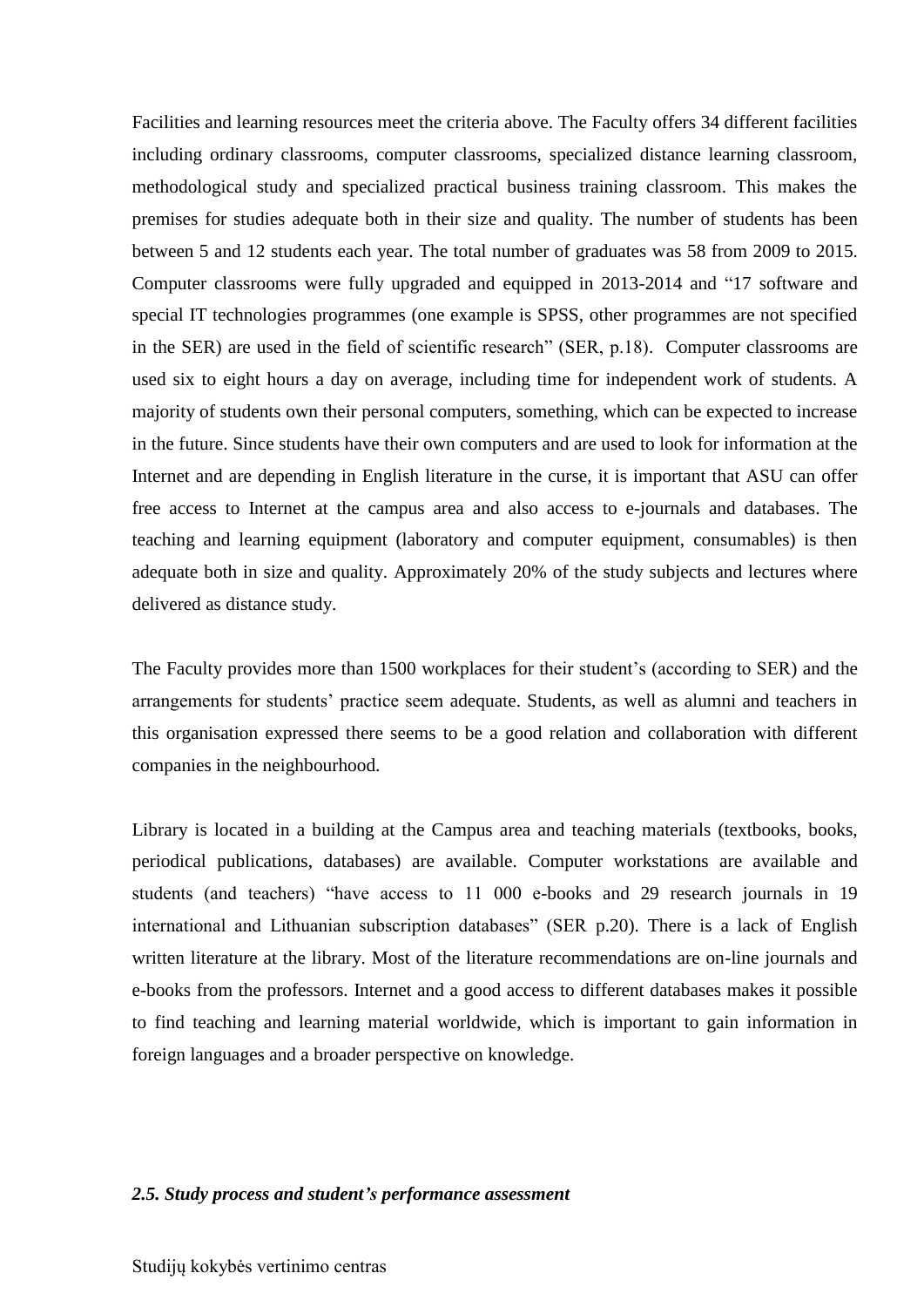Facilities and learning resources meet the criteria above. The Faculty offers 34 different facilities including ordinary classrooms, computer classrooms, specialized distance learning classroom, methodological study and specialized practical business training classroom. This makes the premises for studies adequate both in their size and quality. The number of students has been between 5 and 12 students each year. The total number of graduates was 58 from 2009 to 2015. Computer classrooms were fully upgraded and equipped in 2013-2014 and "17 software and special IT technologies programmes (one example is SPSS, other programmes are not specified in the SER) are used in the field of scientific research" (SER, p.18). Computer classrooms are used six to eight hours a day on average, including time for independent work of students. A majority of students own their personal computers, something, which can be expected to increase in the future. Since students have their own computers and are used to look for information at the Internet and are depending in English literature in the curse, it is important that ASU can offer free access to Internet at the campus area and also access to e-journals and databases. The teaching and learning equipment (laboratory and computer equipment, consumables) is then adequate both in size and quality. Approximately 20% of the study subjects and lectures where delivered as distance study.

The Faculty provides more than 1500 workplaces for their student's (according to SER) and the arrangements for students' practice seem adequate. Students, as well as alumni and teachers in this organisation expressed there seems to be a good relation and collaboration with different companies in the neighbourhood.

Library is located in a building at the Campus area and teaching materials (textbooks, books, periodical publications, databases) are available. Computer workstations are available and students (and teachers) "have access to 11 000 e-books and 29 research journals in 19 international and Lithuanian subscription databases" (SER p.20). There is a lack of English written literature at the library. Most of the literature recommendations are on-line journals and e-books from the professors. Internet and a good access to different databases makes it possible to find teaching and learning material worldwide, which is important to gain information in foreign languages and a broader perspective on knowledge.

### *2.5. Study process and student's performance assessment*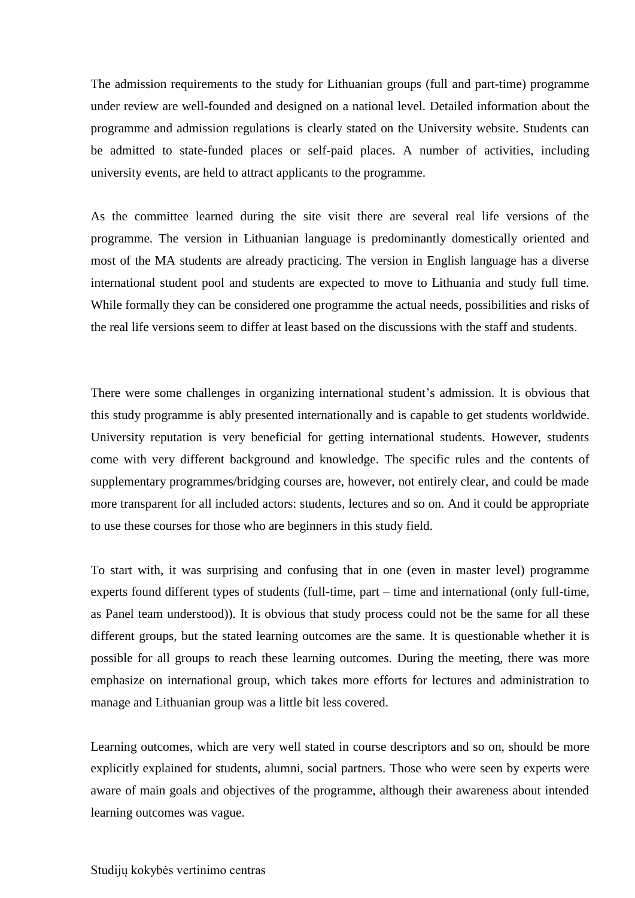The admission requirements to the study for Lithuanian groups (full and part-time) programme under review are well-founded and designed on a national level. Detailed information about the programme and admission regulations is clearly stated on the University website. Students can be admitted to state-funded places or self-paid places. A number of activities, including university events, are held to attract applicants to the programme.

As the committee learned during the site visit there are several real life versions of the programme. The version in Lithuanian language is predominantly domestically oriented and most of the MA students are already practicing. The version in English language has a diverse international student pool and students are expected to move to Lithuania and study full time. While formally they can be considered one programme the actual needs, possibilities and risks of the real life versions seem to differ at least based on the discussions with the staff and students.

There were some challenges in organizing international student's admission. It is obvious that this study programme is ably presented internationally and is capable to get students worldwide. University reputation is very beneficial for getting international students. However, students come with very different background and knowledge. The specific rules and the contents of supplementary programmes/bridging courses are, however, not entirely clear, and could be made more transparent for all included actors: students, lectures and so on. And it could be appropriate to use these courses for those who are beginners in this study field.

To start with, it was surprising and confusing that in one (even in master level) programme experts found different types of students (full-time, part – time and international (only full-time, as Panel team understood)). It is obvious that study process could not be the same for all these different groups, but the stated learning outcomes are the same. It is questionable whether it is possible for all groups to reach these learning outcomes. During the meeting, there was more emphasize on international group, which takes more efforts for lectures and administration to manage and Lithuanian group was a little bit less covered.

Learning outcomes, which are very well stated in course descriptors and so on, should be more explicitly explained for students, alumni, social partners. Those who were seen by experts were aware of main goals and objectives of the programme, although their awareness about intended learning outcomes was vague.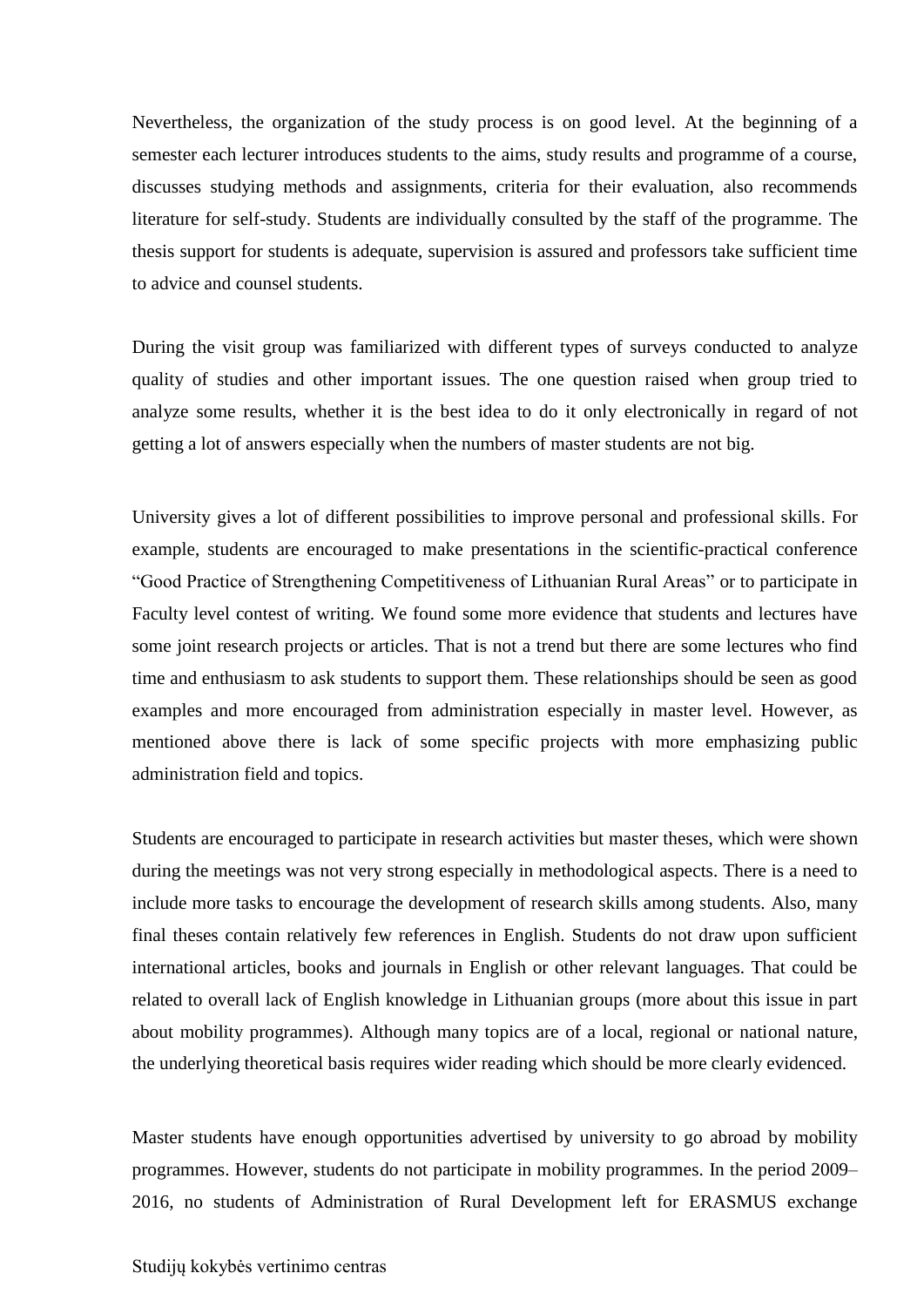Nevertheless, the organization of the study process is on good level. At the beginning of a semester each lecturer introduces students to the aims, study results and programme of a course, discusses studying methods and assignments, criteria for their evaluation, also recommends literature for self-study. Students are individually consulted by the staff of the programme. The thesis support for students is adequate, supervision is assured and professors take sufficient time to advice and counsel students.

During the visit group was familiarized with different types of surveys conducted to analyze quality of studies and other important issues. The one question raised when group tried to analyze some results, whether it is the best idea to do it only electronically in regard of not getting a lot of answers especially when the numbers of master students are not big.

University gives a lot of different possibilities to improve personal and professional skills. For example, students are encouraged to make presentations in the scientific-practical conference "Good Practice of Strengthening Competitiveness of Lithuanian Rural Areas" or to participate in Faculty level contest of writing. We found some more evidence that students and lectures have some joint research projects or articles. That is not a trend but there are some lectures who find time and enthusiasm to ask students to support them. These relationships should be seen as good examples and more encouraged from administration especially in master level. However, as mentioned above there is lack of some specific projects with more emphasizing public administration field and topics.

Students are encouraged to participate in research activities but master theses, which were shown during the meetings was not very strong especially in methodological aspects. There is a need to include more tasks to encourage the development of research skills among students. Also, many final theses contain relatively few references in English. Students do not draw upon sufficient international articles, books and journals in English or other relevant languages. That could be related to overall lack of English knowledge in Lithuanian groups (more about this issue in part about mobility programmes). Although many topics are of a local, regional or national nature, the underlying theoretical basis requires wider reading which should be more clearly evidenced.

Master students have enough opportunities advertised by university to go abroad by mobility programmes. However, students do not participate in mobility programmes. In the period 2009–2016, no students of Administration of Rural Development left for ERASMUS exchange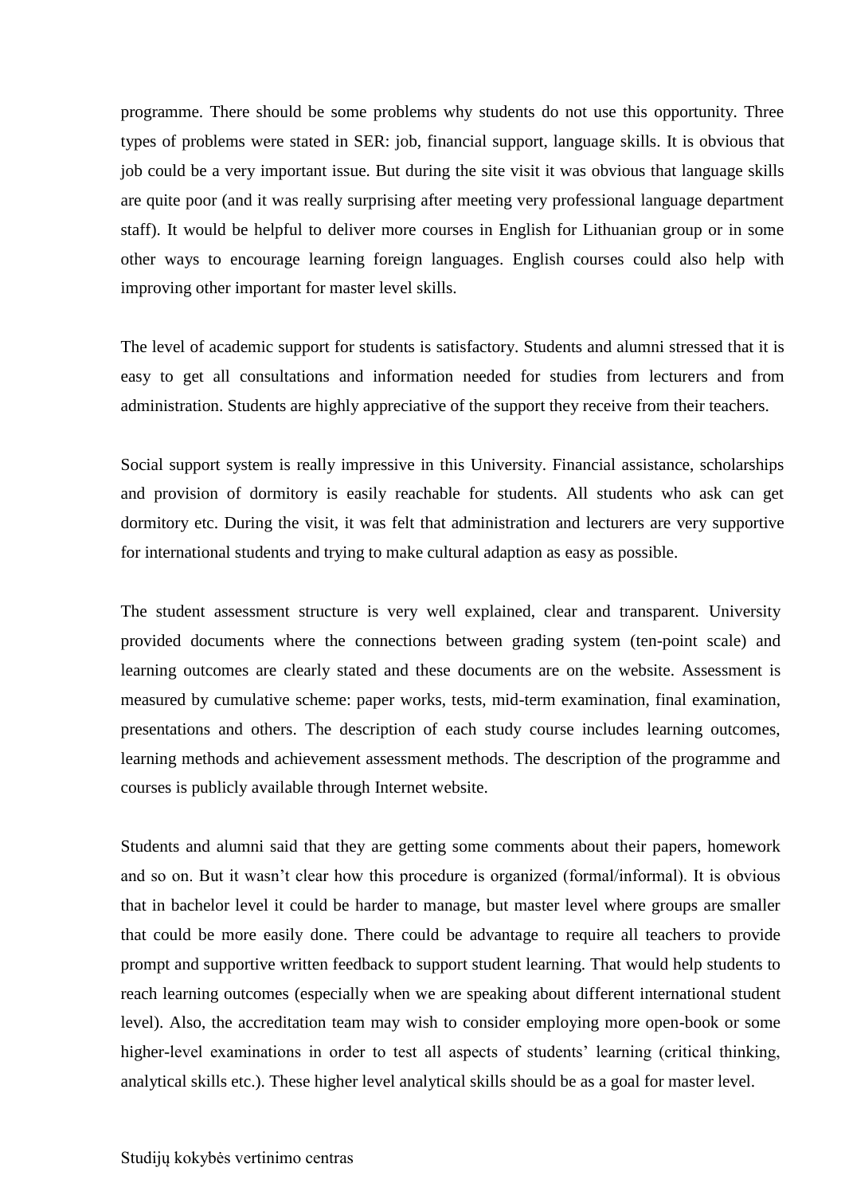programme. There should be some problems why students do not use this opportunity. Three types of problems were stated in SER: job, financial support, language skills. It is obvious that job could be a very important issue. But during the site visit it was obvious that language skills are quite poor (and it was really surprising after meeting very professional language department staff). It would be helpful to deliver more courses in English for Lithuanian group or in some other ways to encourage learning foreign languages. English courses could also help with improving other important for master level skills.

The level of academic support for students is satisfactory. Students and alumni stressed that it is easy to get all consultations and information needed for studies from lecturers and from administration. Students are highly appreciative of the support they receive from their teachers.

Social support system is really impressive in this University. Financial assistance, scholarships and provision of dormitory is easily reachable for students. All students who ask can get dormitory etc. During the visit, it was felt that administration and lecturers are very supportive for international students and trying to make cultural adaption as easy as possible.

The student assessment structure is very well explained, clear and transparent. University provided documents where the connections between grading system (ten-point scale) and learning outcomes are clearly stated and these documents are on the website. Assessment is measured by cumulative scheme: paper works, tests, mid-term examination, final examination, presentations and others. The description of each study course includes learning outcomes, learning methods and achievement assessment methods. The description of the programme and courses is publicly available through Internet website.

Students and alumni said that they are getting some comments about their papers, homework and so on. But it wasn't clear how this procedure is organized (formal/informal). It is obvious that in bachelor level it could be harder to manage, but master level where groups are smaller that could be more easily done. There could be advantage to require all teachers to provide prompt and supportive written feedback to support student learning. That would help students to reach learning outcomes (especially when we are speaking about different international student level). Also, the accreditation team may wish to consider employing more open-book or some higher-level examinations in order to test all aspects of students' learning (critical thinking, analytical skills etc.). These higher level analytical skills should be as a goal for master level.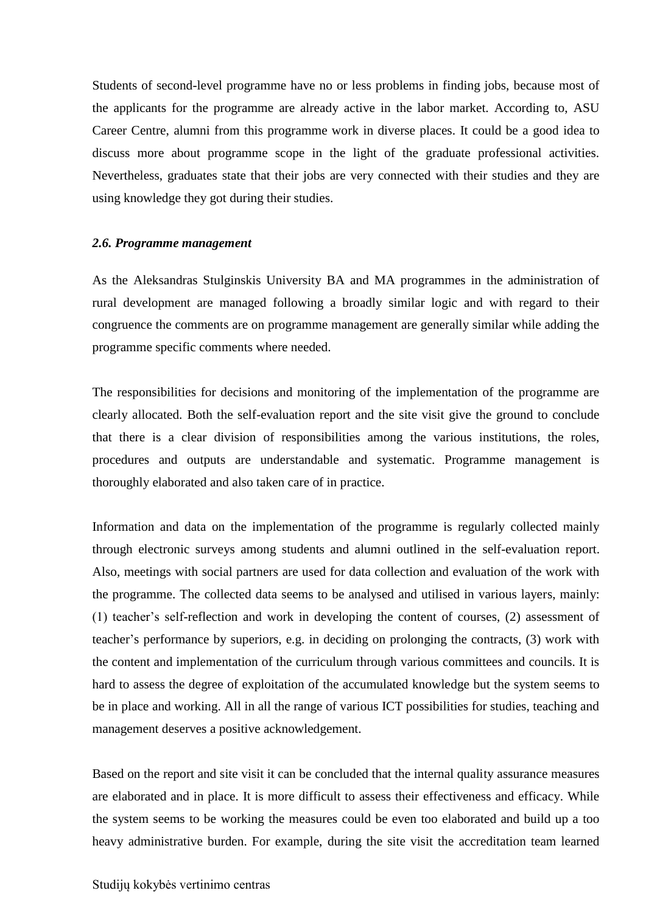Students of second-level programme have no or less problems in finding jobs, because most of the applicants for the programme are already active in the labor market. According to, ASU Career Centre, alumni from this programme work in diverse places. It could be a good idea to discuss more about programme scope in the light of the graduate professional activities. Nevertheless, graduates state that their jobs are very connected with their studies and they are using knowledge they got during their studies.

### *2.6. Programme management*

As the Aleksandras Stulginskis University BA and MA programmes in the administration of rural development are managed following a broadly similar logic and with regard to their congruence the comments are on programme management are generally similar while adding the programme specific comments where needed.

The responsibilities for decisions and monitoring of the implementation of the programme are clearly allocated. Both the self-evaluation report and the site visit give the ground to conclude that there is a clear division of responsibilities among the various institutions, the roles, procedures and outputs are understandable and systematic. Programme management is thoroughly elaborated and also taken care of in practice.

Information and data on the implementation of the programme is regularly collected mainly through electronic surveys among students and alumni outlined in the self-evaluation report. Also, meetings with social partners are used for data collection and evaluation of the work with the programme. The collected data seems to be analysed and utilised in various layers, mainly: (1) teacher's self-reflection and work in developing the content of courses, (2) assessment of teacher's performance by superiors, e.g. in deciding on prolonging the contracts, (3) work with the content and implementation of the curriculum through various committees and councils. It is hard to assess the degree of exploitation of the accumulated knowledge but the system seems to be in place and working. All in all the range of various ICT possibilities for studies, teaching and management deserves a positive acknowledgement.

Based on the report and site visit it can be concluded that the internal quality assurance measures are elaborated and in place. It is more difficult to assess their effectiveness and efficacy. While the system seems to be working the measures could be even too elaborated and build up a too heavy administrative burden. For example, during the site visit the accreditation team learned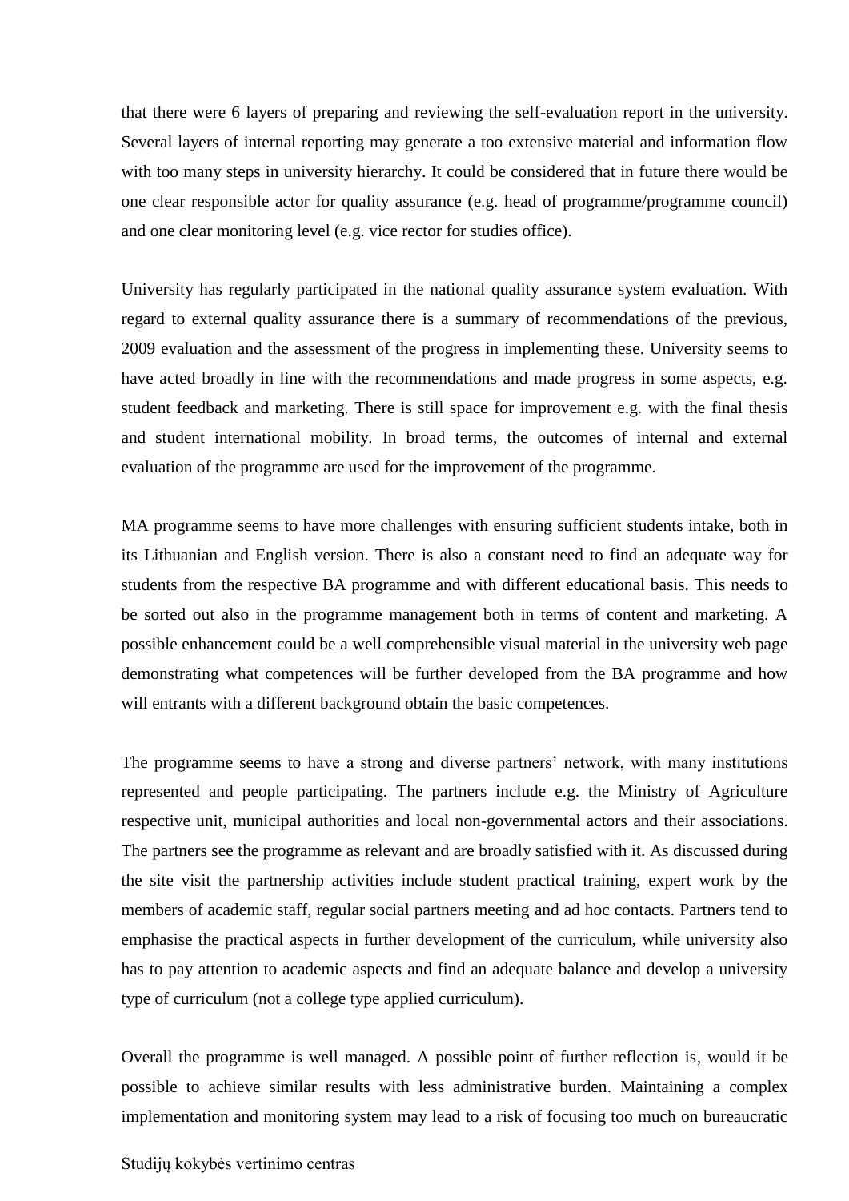that there were 6 layers of preparing and reviewing the self-evaluation report in the university. Several layers of internal reporting may generate a too extensive material and information flow with too many steps in university hierarchy. It could be considered that in future there would be one clear responsible actor for quality assurance (e.g. head of programme/programme council) and one clear monitoring level (e.g. vice rector for studies office).

University has regularly participated in the national quality assurance system evaluation. With regard to external quality assurance there is a summary of recommendations of the previous, 2009 evaluation and the assessment of the progress in implementing these. University seems to have acted broadly in line with the recommendations and made progress in some aspects, e.g. student feedback and marketing. There is still space for improvement e.g. with the final thesis and student international mobility. In broad terms, the outcomes of internal and external evaluation of the programme are used for the improvement of the programme.

MA programme seems to have more challenges with ensuring sufficient students intake, both in its Lithuanian and English version. There is also a constant need to find an adequate way for students from the respective BA programme and with different educational basis. This needs to be sorted out also in the programme management both in terms of content and marketing. A possible enhancement could be a well comprehensible visual material in the university web page demonstrating what competences will be further developed from the BA programme and how will entrants with a different background obtain the basic competences.

The programme seems to have a strong and diverse partners' network, with many institutions represented and people participating. The partners include e.g. the Ministry of Agriculture respective unit, municipal authorities and local non-governmental actors and their associations. The partners see the programme as relevant and are broadly satisfied with it. As discussed during the site visit the partnership activities include student practical training, expert work by the members of academic staff, regular social partners meeting and ad hoc contacts. Partners tend to emphasise the practical aspects in further development of the curriculum, while university also has to pay attention to academic aspects and find an adequate balance and develop a university type of curriculum (not a college type applied curriculum).

Overall the programme is well managed. A possible point of further reflection is, would it be possible to achieve similar results with less administrative burden. Maintaining a complex implementation and monitoring system may lead to a risk of focusing too much on bureaucratic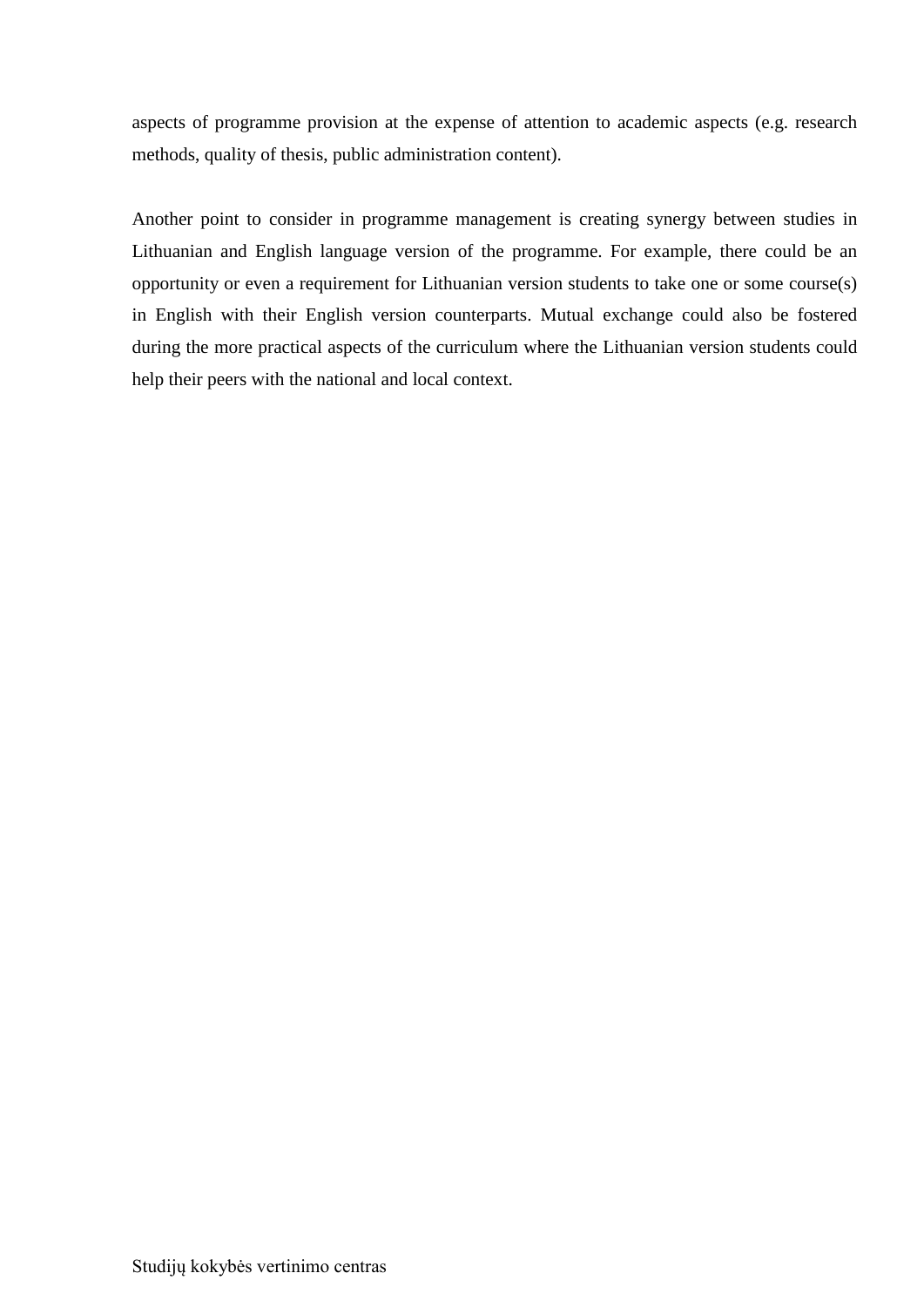aspects of programme provision at the expense of attention to academic aspects (e.g. research methods, quality of thesis, public administration content).

Another point to consider in programme management is creating synergy between studies in Lithuanian and English language version of the programme. For example, there could be an opportunity or even a requirement for Lithuanian version students to take one or some course(s) in English with their English version counterparts. Mutual exchange could also be fostered during the more practical aspects of the curriculum where the Lithuanian version students could help their peers with the national and local context.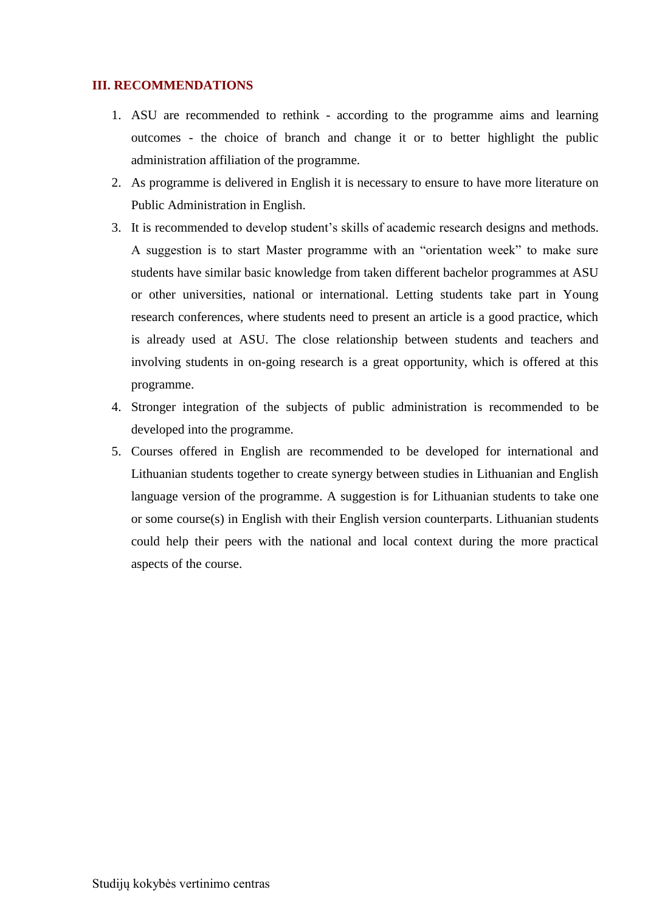## III. RECOMMENDATIONS

1. ASU are recommended to rethink - according to the programme aims and learning outcomes - the choice of branch and change it or to better highlight the public administration affiliation of the programme.
2. As programme is delivered in English it is necessary to ensure to have more literature on Public Administration in English.
3. It is recommended to develop student's skills of academic research designs and methods. A suggestion is to start Master programme with an "orientation week" to make sure students have similar basic knowledge from taken different bachelor programmes at ASU or other universities, national or international. Letting students take part in Young research conferences, where students need to present an article is a good practice, which is already used at ASU. The close relationship between students and teachers and involving students in on-going research is a great opportunity, which is offered at this programme.
4. Stronger integration of the subjects of public administration is recommended to be developed into the programme.
5. Courses offered in English are recommended to be developed for international and Lithuanian students together to create synergy between studies in Lithuanian and English language version of the programme. A suggestion is for Lithuanian students to take one or some course(s) in English with their English version counterparts. Lithuanian students could help their peers with the national and local context during the more practical aspects of the course.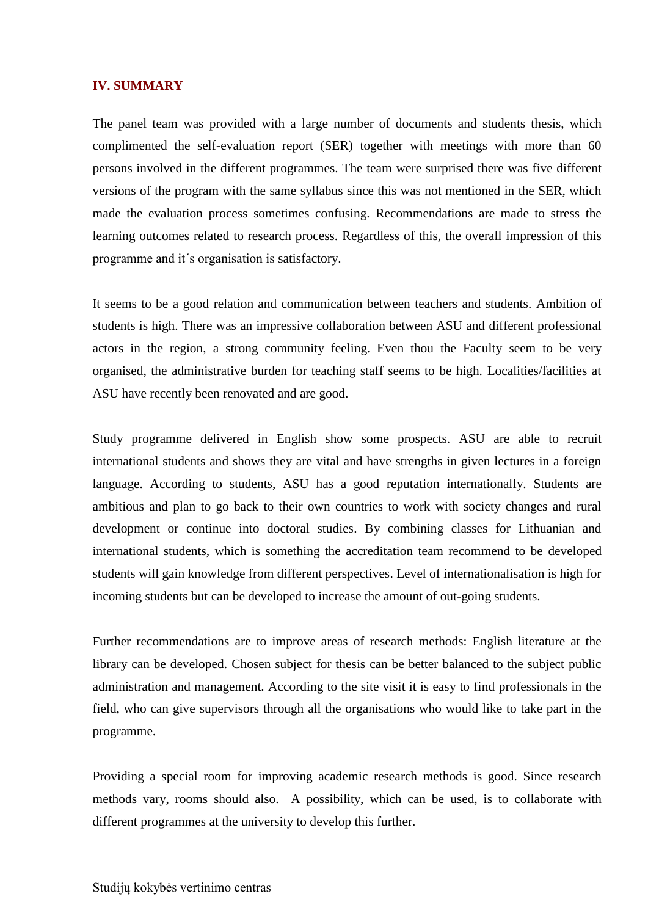## IV. SUMMARY

The panel team was provided with a large number of documents and students thesis, which complimented the self-evaluation report (SER) together with meetings with more than 60 persons involved in the different programmes. The team were surprised there was five different versions of the program with the same syllabus since this was not mentioned in the SER, which made the evaluation process sometimes confusing. Recommendations are made to stress the learning outcomes related to research process. Regardless of this, the overall impression of this programme and it´s organisation is satisfactory.

It seems to be a good relation and communication between teachers and students. Ambition of students is high. There was an impressive collaboration between ASU and different professional actors in the region, a strong community feeling. Even thou the Faculty seem to be very organised, the administrative burden for teaching staff seems to be high. Localities/facilities at ASU have recently been renovated and are good.

Study programme delivered in English show some prospects. ASU are able to recruit international students and shows they are vital and have strengths in given lectures in a foreign language. According to students, ASU has a good reputation internationally. Students are ambitious and plan to go back to their own countries to work with society changes and rural development or continue into doctoral studies. By combining classes for Lithuanian and international students, which is something the accreditation team recommend to be developed students will gain knowledge from different perspectives. Level of internationalisation is high for incoming students but can be developed to increase the amount of out-going students.

Further recommendations are to improve areas of research methods: English literature at the library can be developed. Chosen subject for thesis can be better balanced to the subject public administration and management. According to the site visit it is easy to find professionals in the field, who can give supervisors through all the organisations who would like to take part in the programme.

Providing a special room for improving academic research methods is good. Since research methods vary, rooms should also.  A possibility, which can be used, is to collaborate with different programmes at the university to develop this further.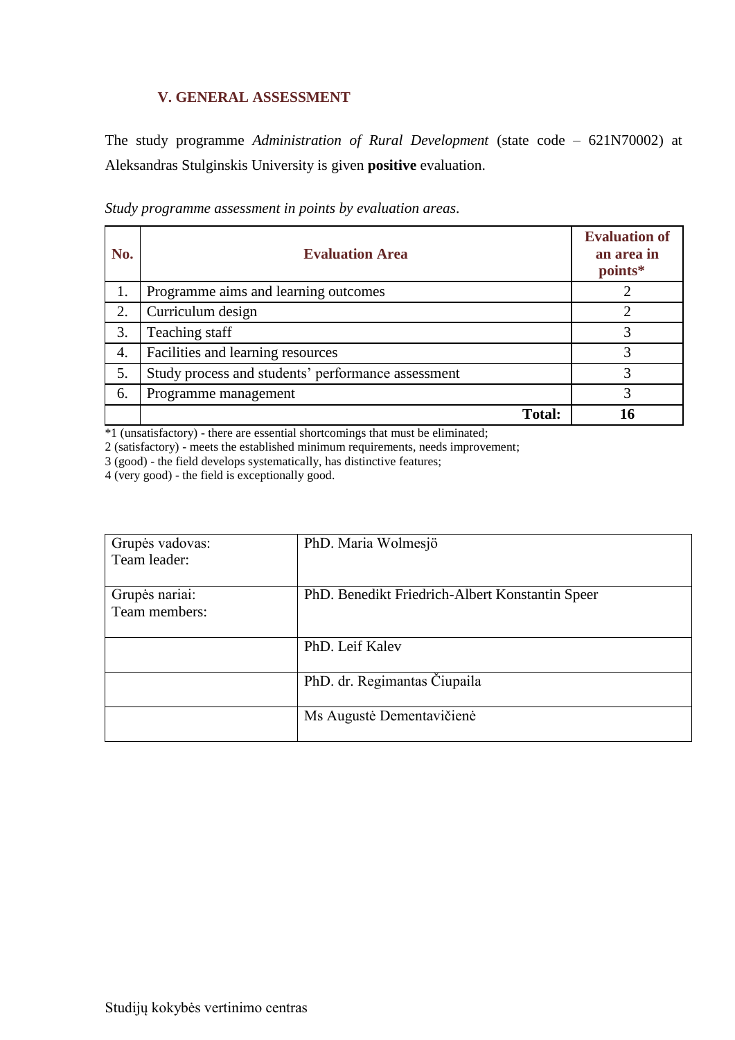### V. GENERAL ASSESSMENT

The study programme *Administration of Rural Development* (state code – 621N70002) at Aleksandras Stulginskis University is given **positive** evaluation.

*Study programme assessment in points by evaluation areas*.

| No. | Evaluation Area | Evaluation of an area in points* |
|---|---|---|
| 1. | Programme aims and learning outcomes | 2 |
| 2. | Curriculum design | 2 |
| 3. | Teaching staff | 3 |
| 4. | Facilities and learning resources | 3 |
| 5. | Study process and students' performance assessment | 3 |
| 6. | Programme management | 3 |
| | **Total:** | **16** |

*1 (unsatisfactory) - there are essential shortcomings that must be eliminated;
2 (satisfactory) - meets the established minimum requirements, needs improvement;
3 (good) - the field develops systematically, has distinctive features;
4 (very good) - the field is exceptionally good.

| | |
|---|---|
| Grupės vadovas:<br>Team leader: | PhD. Maria Wolmesjö |
| Grupės nariai:<br>Team members: | PhD. Benedikt Friedrich-Albert Konstantin Speer |
| | PhD. Leif Kalev |
| | PhD. dr. Regimantas Čiupaila |
| | Ms Augustė Dementavičienė |

Studijų kokybės vertinimo centras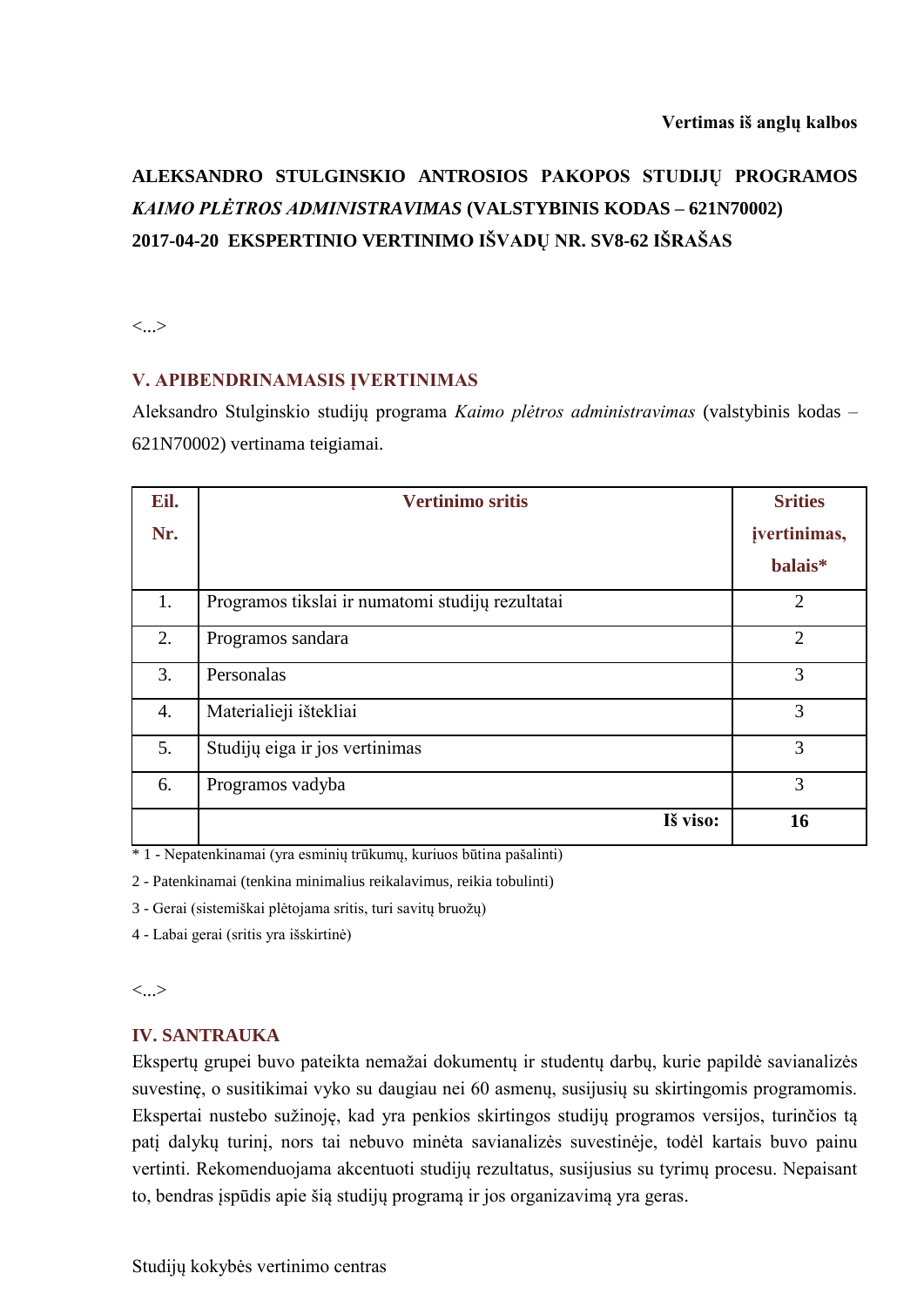**Vertimas iš anglų kalbos**

**ALEKSANDRO STULGINSKIO ANTROSIOS PAKOPOS STUDIJŲ PROGRAMOS *KAIMO PLĖTROS ADMINISTRAVIMAS* (VALSTYBINIS KODAS – 621N70002) 2017-04-20 EKSPERTINIO VERTINIMO IŠVADŲ NR. SV8-62 IŠRAŠAS**

<...>

## V. APIBENDRINAMASIS ĮVERTINIMAS

Aleksandro Stulginskio studijų programa *Kaimo plėtros administravimas* (valstybinis kodas – 621N70002) vertinama teigiamai.

| Eil. Nr. | Vertinimo sritis | Srities įvertinimas, balais* |
|---|---|---|
| 1. | Programos tikslai ir numatomi studijų rezultatai | 2 |
| 2. | Programos sandara | 2 |
| 3. | Personalas | 3 |
| 4. | Materialieji ištekliai | 3 |
| 5. | Studijų eiga ir jos vertinimas | 3 |
| 6. | Programos vadyba | 3 |
| | **Iš viso:** | **16** |

\* 1 - Nepatenkinamai (yra esminių trūkumų, kuriuos būtina pašalinti)

2 - Patenkinamai (tenkina minimalius reikalavimus, reikia tobulinti)

3 - Gerai (sistemiškai plėtojama sritis, turi savitų bruožų)

4 - Labai gerai (sritis yra išskirtinė)

<...>

## IV. SANTRAUKA

Ekspertų grupei buvo pateikta nemažai dokumentų ir studentų darbų, kurie papildė savianalizės suvestinę, o susitikimai vyko su daugiau nei 60 asmenų, susijusių su skirtingomis programomis. Ekspertai nustebo sužinoję, kad yra penkios skirtingos studijų programos versijos, turinčios tą patį dalykų turinį, nors tai nebuvo minėta savianalizės suvestinėje, todėl kartais buvo painu vertinti. Rekomenduojama akcentuoti studijų rezultatus, susijusius su tyrimų procesu. Nepaisant to, bendras įspūdis apie šią studijų programą ir jos organizavimą yra geras.

Studijų kokybės vertinimo centras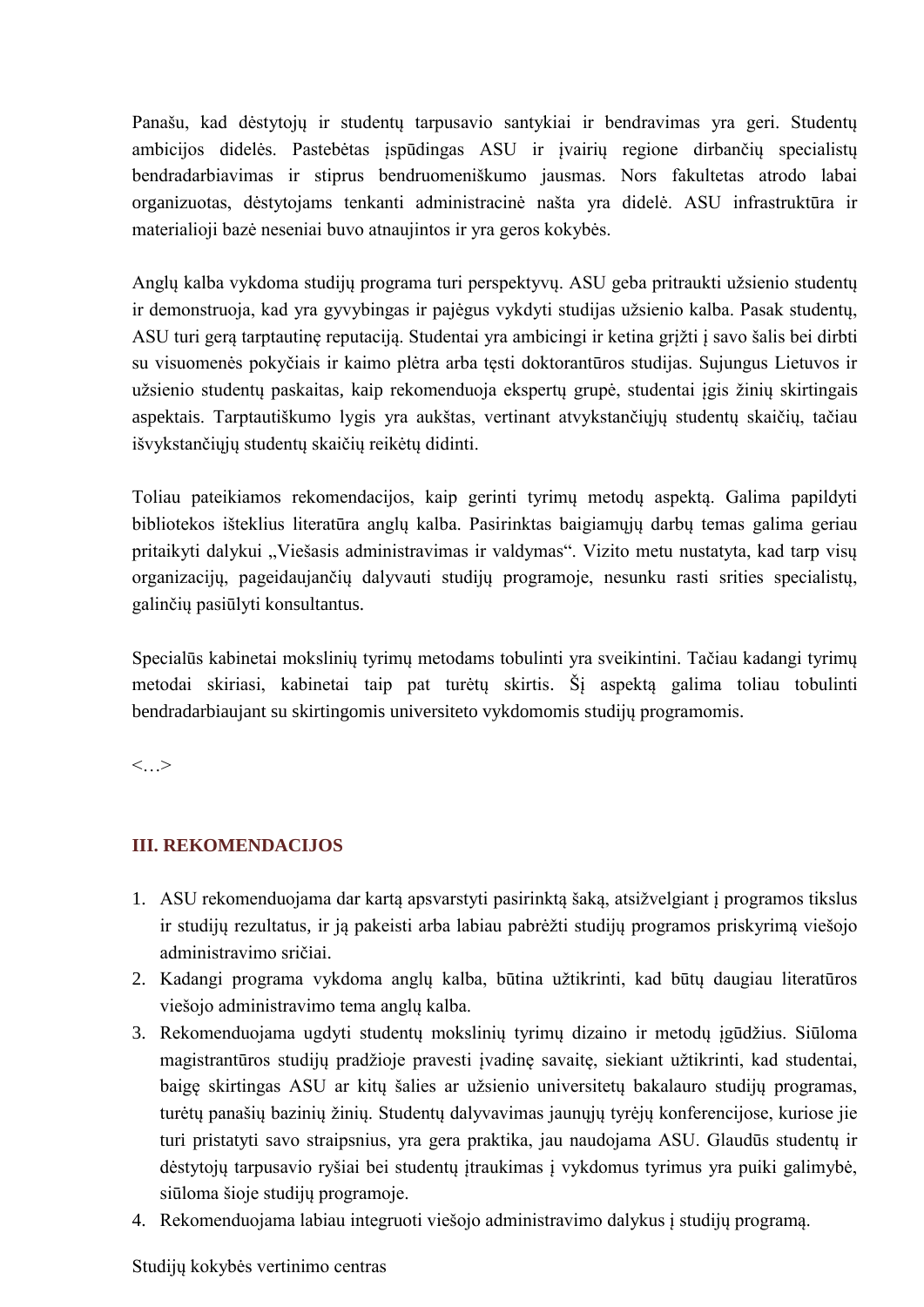Panašu, kad dėstytojų ir studentų tarpusavio santykiai ir bendravimas yra geri. Studentų ambicijos didelės. Pastebėtas įspūdingas ASU ir įvairių regione dirbančių specialistų bendradarbiavimas ir stiprus bendruomeniškumo jausmas. Nors fakultetas atrodo labai organizuotas, dėstytojams tenkanti administracinė našta yra didelė. ASU infrastruktūra ir materialioji bazė neseniai buvo atnaujintos ir yra geros kokybės.

Anglų kalba vykdoma studijų programa turi perspektyvų. ASU geba pritraukti užsienio studentų ir demonstruoja, kad yra gyvybingas ir pajėgus vykdyti studijas užsienio kalba. Pasak studentų, ASU turi gerą tarptautinę reputaciją. Studentai yra ambicingi ir ketina grįžti į savo šalis bei dirbti su visuomenės pokyčiais ir kaimo plėtra arba tęsti doktorantūros studijas. Sujungus Lietuvos ir užsienio studentų paskaitas, kaip rekomenduoja ekspertų grupė, studentai įgis žinių skirtingais aspektais. Tarptautiškumo lygis yra aukštas, vertinant atvykstančiųjų studentų skaičių, tačiau išvykstančiųjų studentų skaičių reikėtų didinti.

Toliau pateikiamos rekomendacijos, kaip gerinti tyrimų metodų aspektą. Galima papildyti bibliotekos išteklius literatūra anglų kalba. Pasirinktas baigiamųjų darbų temas galima geriau pritaikyti dalykui „Viešasis administravimas ir valdymas“. Vizito metu nustatyta, kad tarp visų organizacijų, pageidaujančių dalyvauti studijų programoje, nesunku rasti srities specialistų, galinčių pasiūlyti konsultantus.

Specialūs kabinetai mokslinių tyrimų metodams tobulinti yra sveikintini. Tačiau kadangi tyrimų metodai skiriasi, kabinetai taip pat turėtų skirtis. Šį aspektą galima toliau tobulinti bendradarbiaujant su skirtingomis universiteto vykdomomis studijų programomis.

<…>

## III. REKOMENDACIJOS

1. ASU rekomenduojama dar kartą apsvarstyti pasirinktą šaką, atsižvelgiant į programos tikslus ir studijų rezultatus, ir ją pakeisti arba labiau pabrėžti studijų programos priskyrimą viešojo administravimo sričiai.
2. Kadangi programa vykdoma anglų kalba, būtina užtikrinti, kad būtų daugiau literatūros viešojo administravimo tema anglų kalba.
3. Rekomenduojama ugdyti studentų mokslinių tyrimų dizaino ir metodų įgūdžius. Siūloma magistrantūros studijų pradžioje pravesti įvadinę savaitę, siekiant užtikrinti, kad studentai, baigę skirtingas ASU ar kitų šalies ar užsienio universitetų bakalauro studijų programas, turėtų panašių bazinių žinių. Studentų dalyvavimas jaunųjų tyrėjų konferencijose, kuriose jie turi pristatyti savo straipsnius, yra gera praktika, jau naudojama ASU. Glaudūs studentų ir dėstytojų tarpusavio ryšiai bei studentų įtraukimas į vykdomus tyrimus yra puiki galimybė, siūloma šioje studijų programoje.
4. Rekomenduojama labiau integruoti viešojo administravimo dalykus į studijų programą.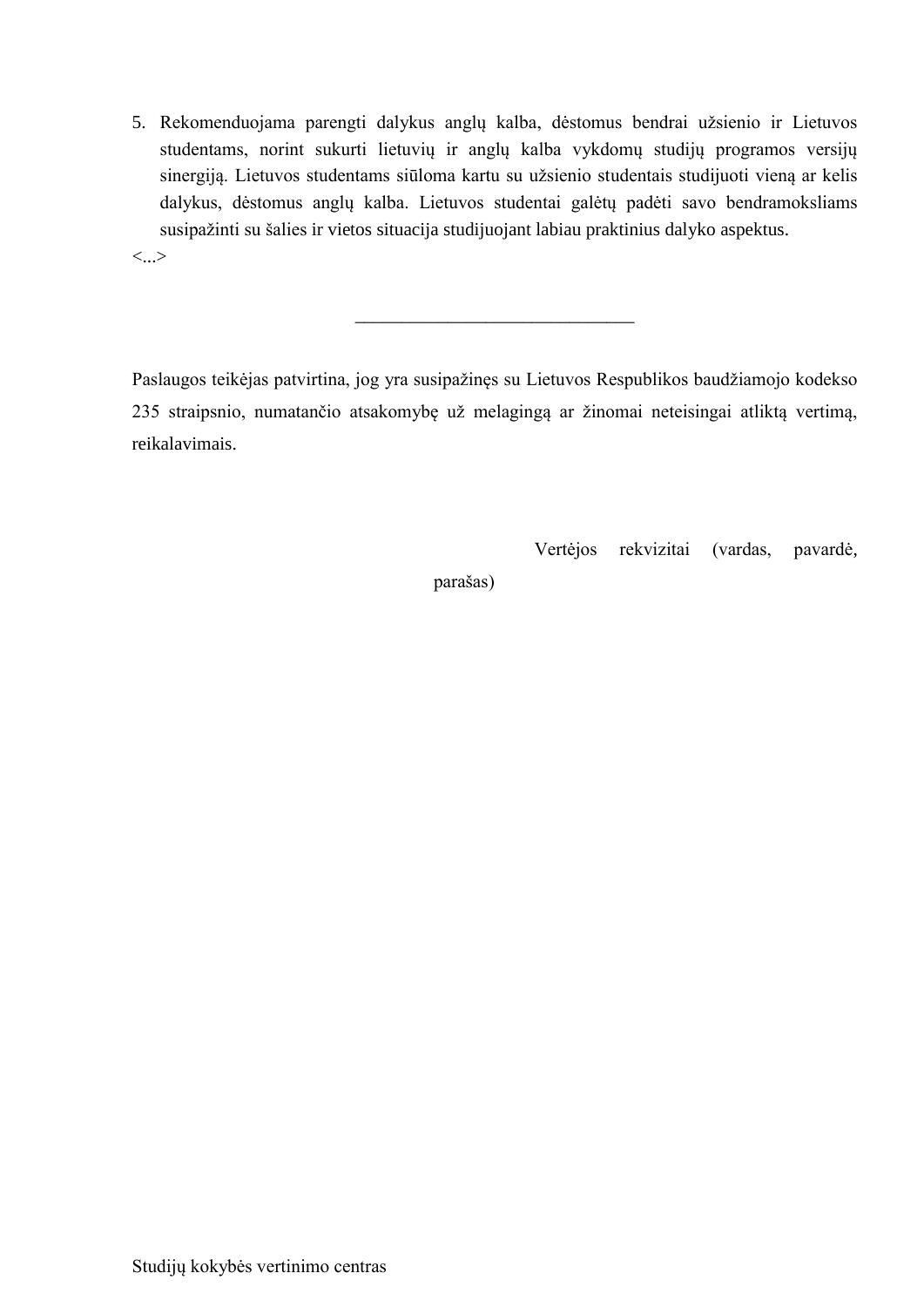5. Rekomenduojama parengti dalykus anglų kalba, dėstomus bendrai užsienio ir Lietuvos studentams, norint sukurti lietuvių ir anglų kalba vykdomų studijų programos versijų sinergiją. Lietuvos studentams siūloma kartu su užsienio studentais studijuoti vieną ar kelis dalykus, dėstomus anglų kalba. Lietuvos studentai galėtų padėti savo bendramoksliams susipažinti su šalies ir vietos situacija studijuojant labiau praktinius dalyko aspektus.

<...>

______________________________

Paslaugos teikėjas patvirtina, jog yra susipažinęs su Lietuvos Respublikos baudžiamojo kodekso 235 straipsnio, numatančio atsakomybę už melagingą ar žinomai neteisingai atliktą vertimą, reikalavimais.

Vertėjos rekvizitai (vardas, pavardė, parašas)